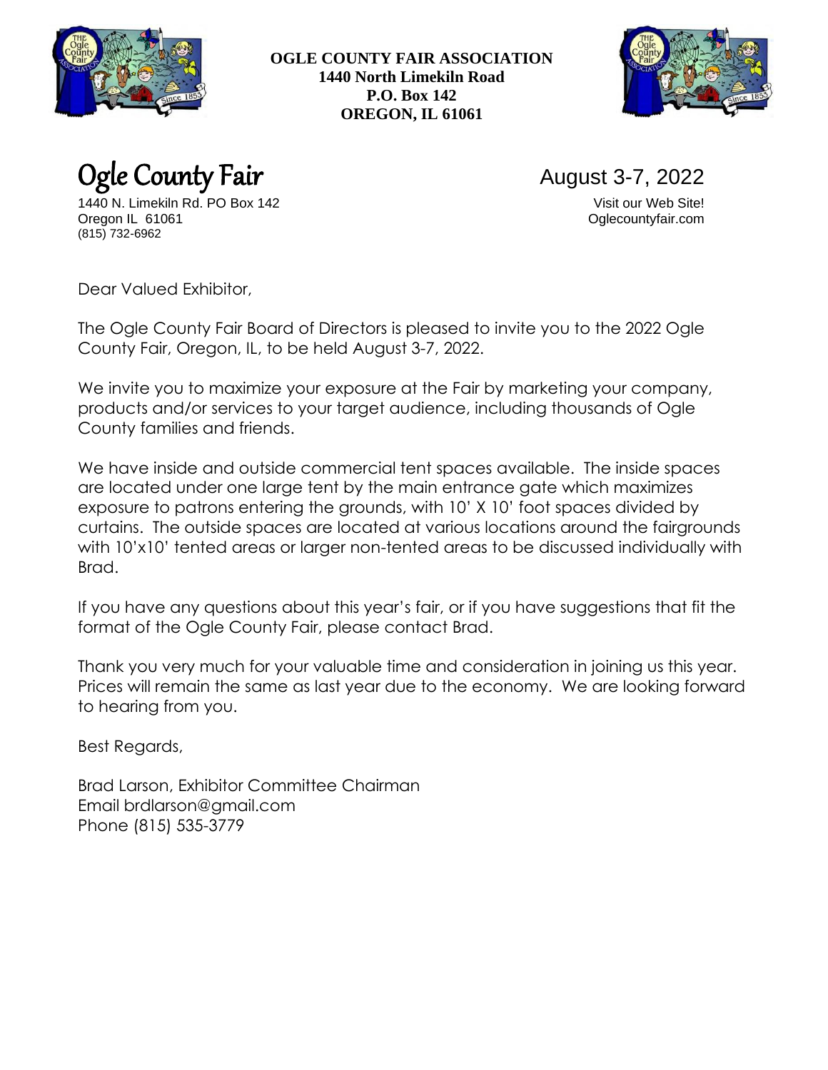**OGLE COUNTY FAIR ASSOCIATION**
**1440 North Limekiln Road**
**P.O. Box 142**
**OREGON, IL 61061**

# Ogle County Fair

1440 N. Limekiln Rd. PO Box 142
Oregon IL 61061
(815) 732-6962

August 3-7, 2022

Visit our Web Site!
Oglecountyfair.com

Dear Valued Exhibitor,

The Ogle County Fair Board of Directors is pleased to invite you to the 2022 Ogle County Fair, Oregon, IL, to be held August 3-7, 2022.

We invite you to maximize your exposure at the Fair by marketing your company, products and/or services to your target audience, including thousands of Ogle County families and friends.

We have inside and outside commercial tent spaces available. The inside spaces are located under one large tent by the main entrance gate which maximizes exposure to patrons entering the grounds, with 10' X 10' foot spaces divided by curtains. The outside spaces are located at various locations around the fairgrounds with 10'x10' tented areas or larger non-tented areas to be discussed individually with Brad.

If you have any questions about this year's fair, or if you have suggestions that fit the format of the Ogle County Fair, please contact Brad.

Thank you very much for your valuable time and consideration in joining us this year. Prices will remain the same as last year due to the economy. We are looking forward to hearing from you.

Best Regards,

Brad Larson, Exhibitor Committee Chairman
Email brdlarson@gmail.com
Phone (815) 535-3779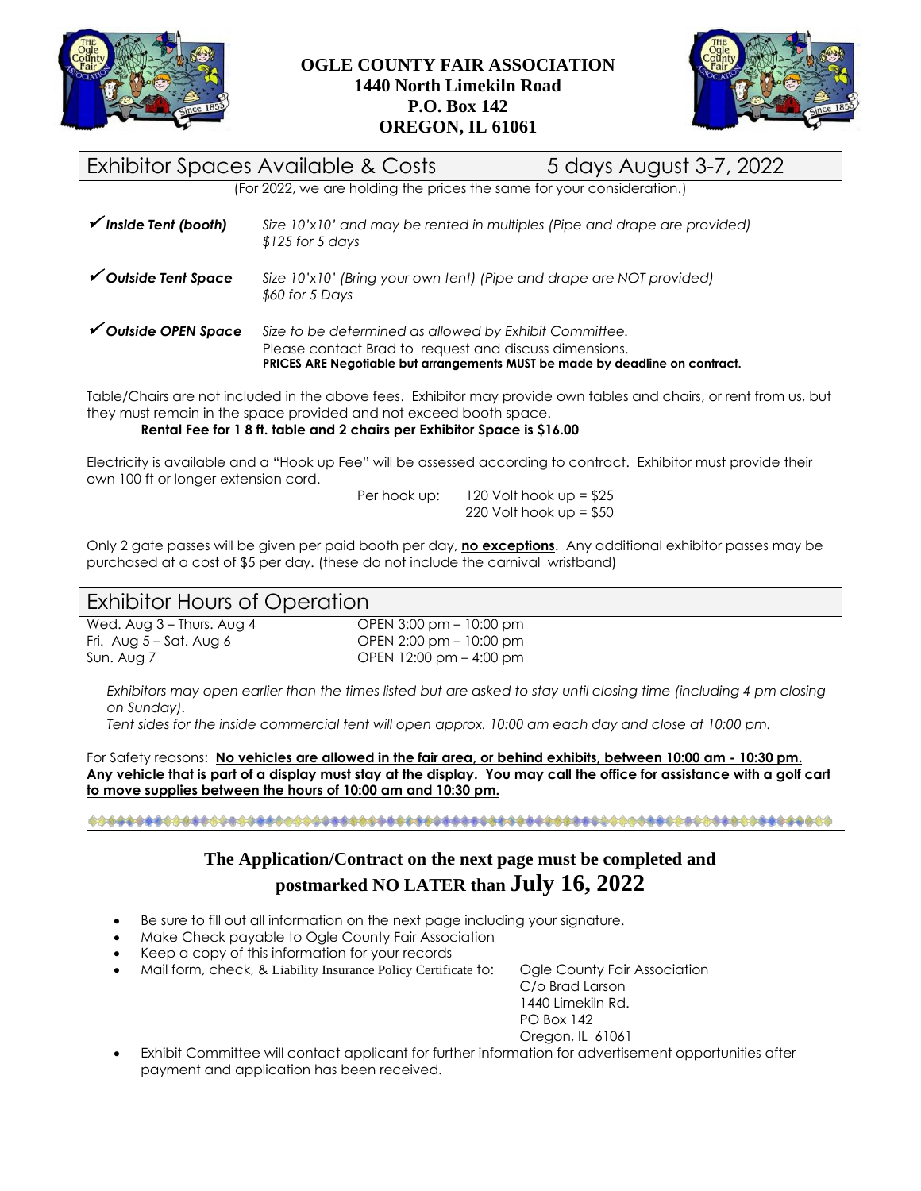**OGLE COUNTY FAIR ASSOCIATION**
**1440 North Limekiln Road**
**P.O. Box 142**
**OREGON, IL 61061**

## Exhibitor Spaces Available & Costs — 5 days August 3-7, 2022

(For 2022, we are holding the prices the same for your consideration.)

✔ ***Inside Tent (booth)*** — *Size 10'x10' and may be rented in multiples (Pipe and drape are provided)*
*$125 for 5 days*

✔ ***Outside Tent Space*** — *Size 10'x10' (Bring your own tent) (Pipe and drape are NOT provided)*
*$60 for 5 Days*

✔ ***Outside OPEN Space*** — *Size to be determined as allowed by Exhibit Committee.*
Please contact Brad to request and discuss dimensions.
**PRICES ARE Negotiable but arrangements MUST be made by deadline on contract.**

Table/Chairs are not included in the above fees. Exhibitor may provide own tables and chairs, or rent from us, but they must remain in the space provided and not exceed booth space.
**Rental Fee for 1 8 ft. table and 2 chairs per Exhibitor Space is $16.00**

Electricity is available and a "Hook up Fee" will be assessed according to contract. Exhibitor must provide their own 100 ft or longer extension cord.

Per hook up:
120 Volt hook up = $25
220 Volt hook up = $50

Only 2 gate passes will be given per paid booth per day, **<u>no exceptions</u>**. Any additional exhibitor passes may be purchased at a cost of $5 per day. (these do not include the carnival wristband)

## Exhibitor Hours of Operation

| | |
|---|---|
| Wed. Aug 3 – Thurs. Aug 4 | OPEN 3:00 pm – 10:00 pm |
| Fri. Aug 5 – Sat. Aug 6 | OPEN 2:00 pm – 10:00 pm |
| Sun. Aug 7 | OPEN 12:00 pm – 4:00 pm |

*Exhibitors may open earlier than the times listed but are asked to stay until closing time (including 4 pm closing on Sunday).*
*Tent sides for the inside commercial tent will open approx. 10:00 am each day and close at 10:00 pm.*

For Safety reasons: **<u>No vehicles are allowed in the fair area, or behind exhibits, between 10:00 am - 10:30 pm. Any vehicle that is part of a display must stay at the display. You may call the office for assistance with a golf cart to move supplies between the hours of 10:00 am and 10:30 pm.</u>**

---

### The Application/Contract on the next page must be completed and postmarked NO LATER than July 16, 2022

- Be sure to fill out all information on the next page including your signature.
- Make Check payable to Ogle County Fair Association
- Keep a copy of this information for your records
- Mail form, check, & Liability Insurance Policy Certificate to:
  Ogle County Fair Association
  C/o Brad Larson
  1440 Limekiln Rd.
  PO Box 142
  Oregon, IL 61061
- Exhibit Committee will contact applicant for further information for advertisement opportunities after payment and application has been received.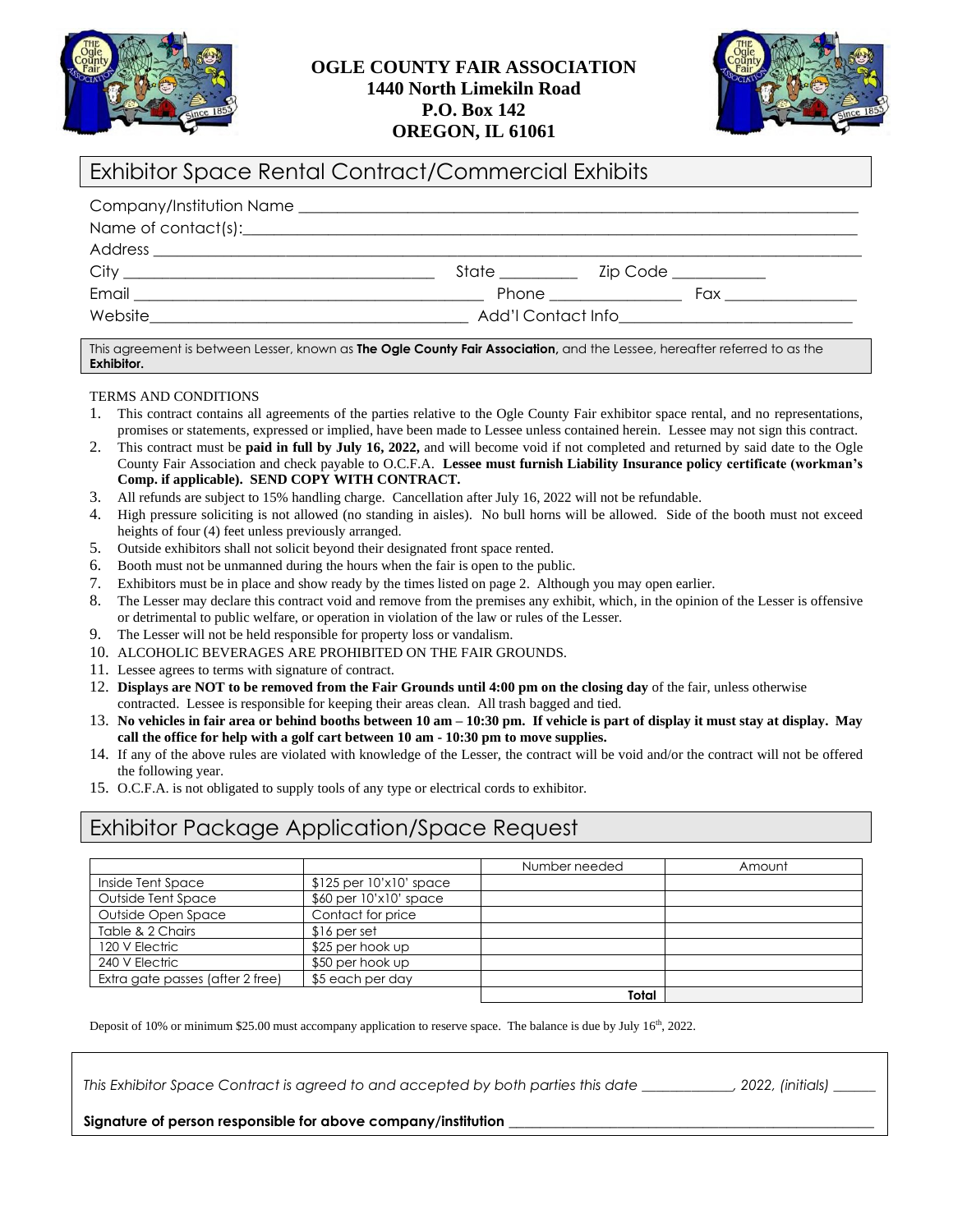**OGLE COUNTY FAIR ASSOCIATION**
**1440 North Limekiln Road**
**P.O. Box 142**
**OREGON, IL 61061**

## Exhibitor Space Rental Contract/Commercial Exhibits

Company/Institution Name ______________________________________________

Name of contact(s):______________________________________________

Address ______________________________________________

City ______________________ State _________ Zip Code ___________

Email ______________________ Phone _______________ Fax _______________

Website______________________ Add'l Contact Info______________________

This agreement is between Lesser, known as **The Ogle County Fair Association**, and the Lessee, hereafter referred to as the **Exhibitor.**

TERMS AND CONDITIONS

1. This contract contains all agreements of the parties relative to the Ogle County Fair exhibitor space rental, and no representations, promises or statements, expressed or implied, have been made to Lessee unless contained herein. Lessee may not sign this contract.
2. This contract must be **paid in full by July 16, 2022,** and will become void if not completed and returned by said date to the Ogle County Fair Association and check payable to O.C.F.A. **Lessee must furnish Liability Insurance policy certificate (workman's Comp. if applicable). SEND COPY WITH CONTRACT.**
3. All refunds are subject to 15% handling charge. Cancellation after July 16, 2022 will not be refundable.
4. High pressure soliciting is not allowed (no standing in aisles). No bull horns will be allowed. Side of the booth must not exceed heights of four (4) feet unless previously arranged.
5. Outside exhibitors shall not solicit beyond their designated front space rented.
6. Booth must not be unmanned during the hours when the fair is open to the public.
7. Exhibitors must be in place and show ready by the times listed on page 2. Although you may open earlier.
8. The Lesser may declare this contract void and remove from the premises any exhibit, which, in the opinion of the Lesser is offensive or detrimental to public welfare, or operation in violation of the law or rules of the Lesser.
9. The Lesser will not be held responsible for property loss or vandalism.
10. ALCOHOLIC BEVERAGES ARE PROHIBITED ON THE FAIR GROUNDS.
11. Lessee agrees to terms with signature of contract.
12. **Displays are NOT to be removed from the Fair Grounds until 4:00 pm on the closing day** of the fair, unless otherwise contracted. Lessee is responsible for keeping their areas clean. All trash bagged and tied.
13. **No vehicles in fair area or behind booths between 10 am – 10:30 pm. If vehicle is part of display it must stay at display. May call the office for help with a golf cart between 10 am - 10:30 pm to move supplies.**
14. If any of the above rules are violated with knowledge of the Lesser, the contract will be void and/or the contract will not be offered the following year.
15. O.C.F.A. is not obligated to supply tools of any type or electrical cords to exhibitor.

## Exhibitor Package Application/Space Request

| | | Number needed | Amount |
|---|---|---|---|
| Inside Tent Space | $125 per 10'x10' space | | |
| Outside Tent Space | $60 per 10'x10' space | | |
| Outside Open Space | Contact for price | | |
| Table & 2 Chairs | $16 per set | | |
| 120 V Electric | $25 per hook up | | |
| 240 V Electric | $50 per hook up | | |
| Extra gate passes (after 2 free) | $5 each per day | | |
| | | **Total** | |

Deposit of 10% or minimum $25.00 must accompany application to reserve space. The balance is due by July 16th, 2022.

*This Exhibitor Space Contract is agreed to and accepted by both parties this date ___________, 2022, (initials) ______*

**Signature of person responsible for above company/institution** ______________________________________________